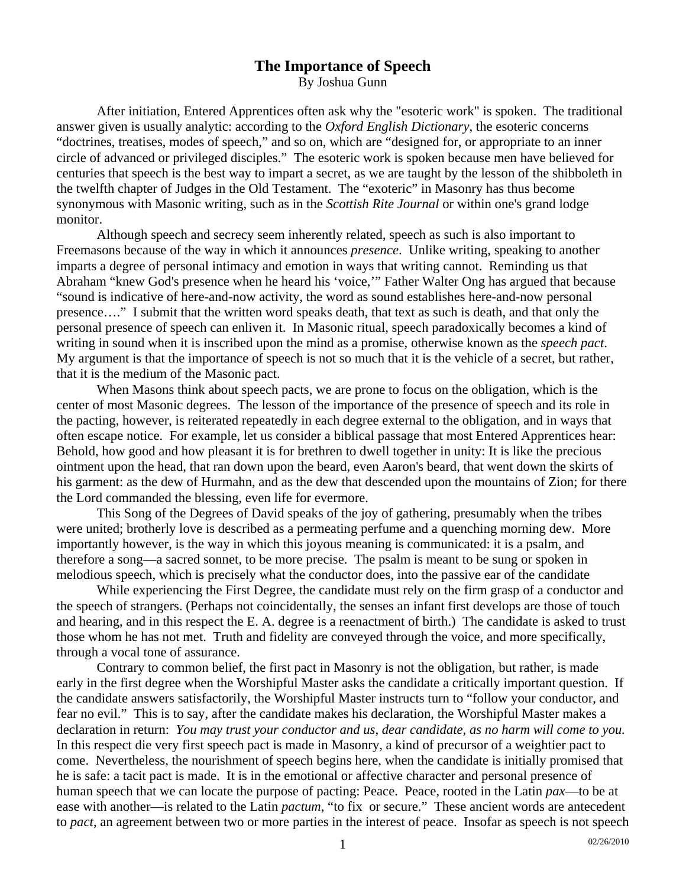# The Importance of Speech

By Joshua Gunn

After initiation, Entered Apprentices often ask why the "esoteric work" is spoken. The traditional answer given is usually analytic: according to the *Oxford English Dictionary*, the esoteric concerns "doctrines, treatises, modes of speech," and so on, which are "designed for, or appropriate to an inner circle of advanced or privileged disciples." The esoteric work is spoken because men have believed for centuries that speech is the best way to impart a secret, as we are taught by the lesson of the shibboleth in the twelfth chapter of Judges in the Old Testament. The "exoteric" in Masonry has thus become synonymous with Masonic writing, such as in the *Scottish Rite Journal* or within one's grand lodge monitor.

Although speech and secrecy seem inherently related, speech as such is also important to Freemasons because of the way in which it announces *presence*. Unlike writing, speaking to another imparts a degree of personal intimacy and emotion in ways that writing cannot. Reminding us that Abraham "knew God's presence when he heard his 'voice,'" Father Walter Ong has argued that because "sound is indicative of here-and-now activity, the word as sound establishes here-and-now personal presence…." I submit that the written word speaks death, that text as such is death, and that only the personal presence of speech can enliven it. In Masonic ritual, speech paradoxically becomes a kind of writing in sound when it is inscribed upon the mind as a promise, otherwise known as the *speech pact*. My argument is that the importance of speech is not so much that it is the vehicle of a secret, but rather, that it is the medium of the Masonic pact.

When Masons think about speech pacts, we are prone to focus on the obligation, which is the center of most Masonic degrees. The lesson of the importance of the presence of speech and its role in the pacting, however, is reiterated repeatedly in each degree external to the obligation, and in ways that often escape notice. For example, let us consider a biblical passage that most Entered Apprentices hear: Behold, how good and how pleasant it is for brethren to dwell together in unity: It is like the precious ointment upon the head, that ran down upon the beard, even Aaron's beard, that went down the skirts of his garment: as the dew of Hurmahn, and as the dew that descended upon the mountains of Zion; for there the Lord commanded the blessing, even life for evermore.

This Song of the Degrees of David speaks of the joy of gathering, presumably when the tribes were united; brotherly love is described as a permeating perfume and a quenching morning dew. More importantly however, is the way in which this joyous meaning is communicated: it is a psalm, and therefore a song—a sacred sonnet, to be more precise. The psalm is meant to be sung or spoken in melodious speech, which is precisely what the conductor does, into the passive ear of the candidate

While experiencing the First Degree, the candidate must rely on the firm grasp of a conductor and the speech of strangers. (Perhaps not coincidentally, the senses an infant first develops are those of touch and hearing, and in this respect the E. A. degree is a reenactment of birth.) The candidate is asked to trust those whom he has not met. Truth and fidelity are conveyed through the voice, and more specifically, through a vocal tone of assurance.

Contrary to common belief, the first pact in Masonry is not the obligation, but rather, is made early in the first degree when the Worshipful Master asks the candidate a critically important question. If the candidate answers satisfactorily, the Worshipful Master instructs turn to "follow your conductor, and fear no evil." This is to say, after the candidate makes his declaration, the Worshipful Master makes a declaration in return: *You may trust your conductor and us, dear candidate, as no harm will come to you.* In this respect die very first speech pact is made in Masonry, a kind of precursor of a weightier pact to come. Nevertheless, the nourishment of speech begins here, when the candidate is initially promised that he is safe: a tacit pact is made. It is in the emotional or affective character and personal presence of human speech that we can locate the purpose of pacting: Peace. Peace, rooted in the Latin *pax*—to be at ease with another—is related to the Latin *pactum*, "to fix or secure." These ancient words are antecedent to *pact*, an agreement between two or more parties in the interest of peace. Insofar as speech is not speech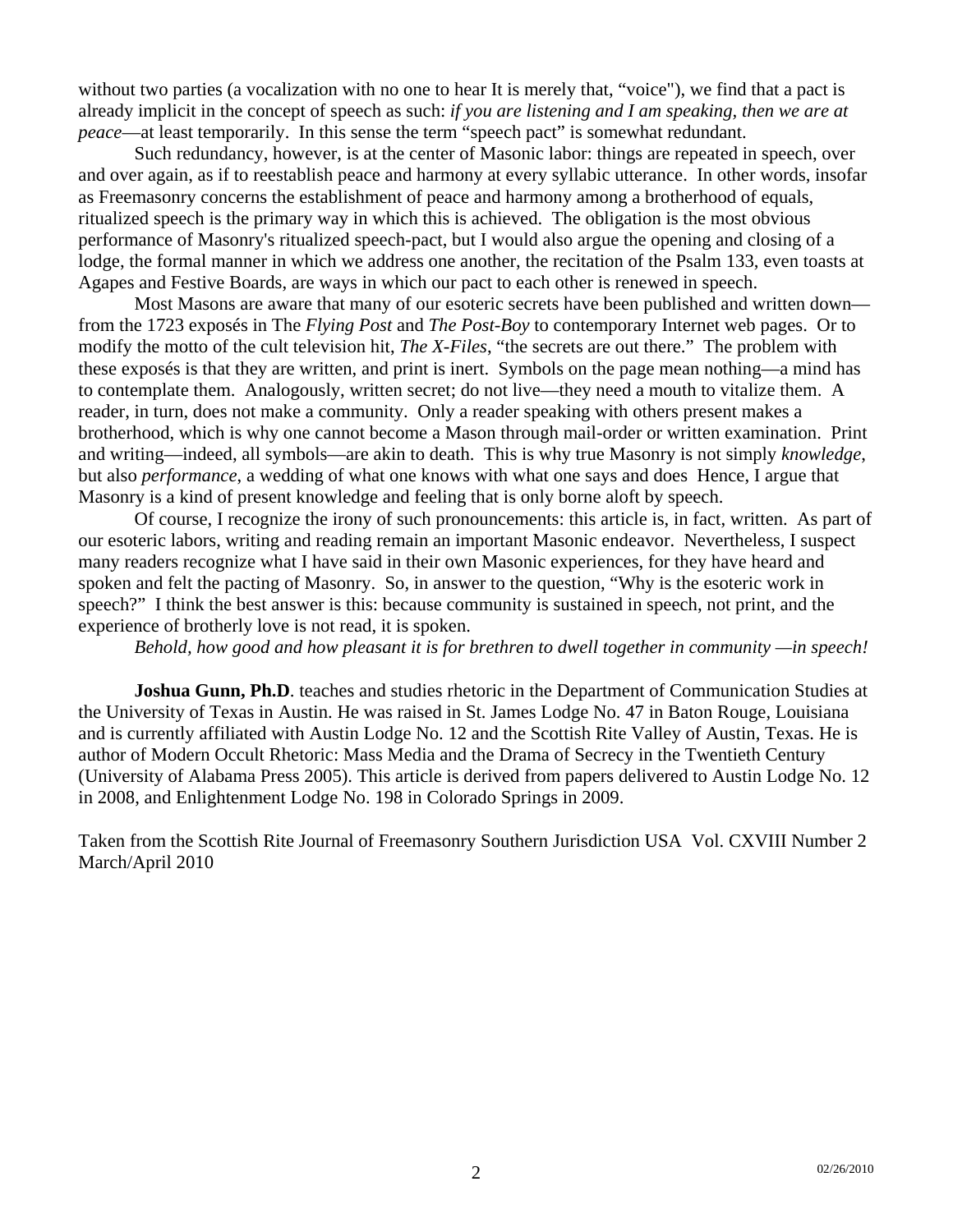without two parties (a vocalization with no one to hear It is merely that, "voice"), we find that a pact is already implicit in the concept of speech as such: *if you are listening and I am speaking, then we are at peace*—at least temporarily. In this sense the term "speech pact" is somewhat redundant.

Such redundancy, however, is at the center of Masonic labor: things are repeated in speech, over and over again, as if to reestablish peace and harmony at every syllabic utterance. In other words, insofar as Freemasonry concerns the establishment of peace and harmony among a brotherhood of equals, ritualized speech is the primary way in which this is achieved. The obligation is the most obvious performance of Masonry's ritualized speech-pact, but I would also argue the opening and closing of a lodge, the formal manner in which we address one another, the recitation of the Psalm 133, even toasts at Agapes and Festive Boards, are ways in which our pact to each other is renewed in speech.

Most Masons are aware that many of our esoteric secrets have been published and written down—from the 1723 exposés in The *Flying Post* and *The Post-Boy* to contemporary Internet web pages. Or to modify the motto of the cult television hit, *The X-Files*, "the secrets are out there." The problem with these exposés is that they are written, and print is inert. Symbols on the page mean nothing—a mind has to contemplate them. Analogously, written secret; do not live—they need a mouth to vitalize them. A reader, in turn, does not make a community. Only a reader speaking with others present makes a brotherhood, which is why one cannot become a Mason through mail-order or written examination. Print and writing—indeed, all symbols—are akin to death. This is why true Masonry is not simply *knowledge*, but also *performance*, a wedding of what one knows with what one says and does Hence, I argue that Masonry is a kind of present knowledge and feeling that is only borne aloft by speech.

Of course, I recognize the irony of such pronouncements: this article is, in fact, written. As part of our esoteric labors, writing and reading remain an important Masonic endeavor. Nevertheless, I suspect many readers recognize what I have said in their own Masonic experiences, for they have heard and spoken and felt the pacting of Masonry. So, in answer to the question, "Why is the esoteric work in speech?" I think the best answer is this: because community is sustained in speech, not print, and the experience of brotherly love is not read, it is spoken.

*Behold, how good and how pleasant it is for brethren to dwell together in community —in speech!*

**Joshua Gunn, Ph.D**. teaches and studies rhetoric in the Department of Communication Studies at the University of Texas in Austin. He was raised in St. James Lodge No. 47 in Baton Rouge, Louisiana and is currently affiliated with Austin Lodge No. 12 and the Scottish Rite Valley of Austin, Texas. He is author of Modern Occult Rhetoric: Mass Media and the Drama of Secrecy in the Twentieth Century (University of Alabama Press 2005). This article is derived from papers delivered to Austin Lodge No. 12 in 2008, and Enlightenment Lodge No. 198 in Colorado Springs in 2009.

Taken from the Scottish Rite Journal of Freemasonry Southern Jurisdiction USA Vol. CXVIII Number 2 March/April 2010